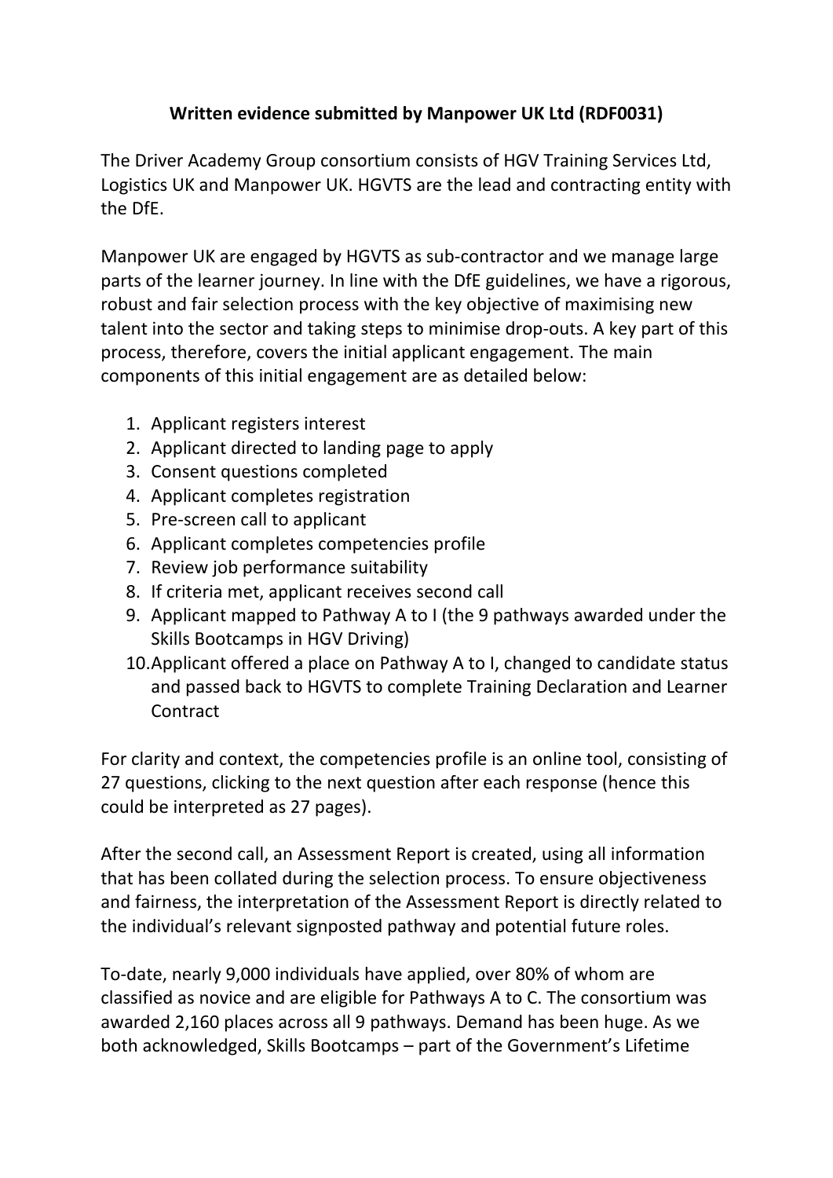**Written evidence submitted by Manpower UK Ltd (RDF0031)**

The Driver Academy Group consortium consists of HGV Training Services Ltd, Logistics UK and Manpower UK. HGVTS are the lead and contracting entity with the DfE.

Manpower UK are engaged by HGVTS as sub-contractor and we manage large parts of the learner journey. In line with the DfE guidelines, we have a rigorous, robust and fair selection process with the key objective of maximising new talent into the sector and taking steps to minimise drop-outs. A key part of this process, therefore, covers the initial applicant engagement. The main components of this initial engagement are as detailed below:

1. Applicant registers interest
2. Applicant directed to landing page to apply
3. Consent questions completed
4. Applicant completes registration
5. Pre-screen call to applicant
6. Applicant completes competencies profile
7. Review job performance suitability
8. If criteria met, applicant receives second call
9. Applicant mapped to Pathway A to I (the 9 pathways awarded under the Skills Bootcamps in HGV Driving)
10. Applicant offered a place on Pathway A to I, changed to candidate status and passed back to HGVTS to complete Training Declaration and Learner Contract

For clarity and context, the competencies profile is an online tool, consisting of 27 questions, clicking to the next question after each response (hence this could be interpreted as 27 pages).

After the second call, an Assessment Report is created, using all information that has been collated during the selection process. To ensure objectiveness and fairness, the interpretation of the Assessment Report is directly related to the individual's relevant signposted pathway and potential future roles.

To-date, nearly 9,000 individuals have applied, over 80% of whom are classified as novice and are eligible for Pathways A to C. The consortium was awarded 2,160 places across all 9 pathways. Demand has been huge. As we both acknowledged, Skills Bootcamps – part of the Government's Lifetime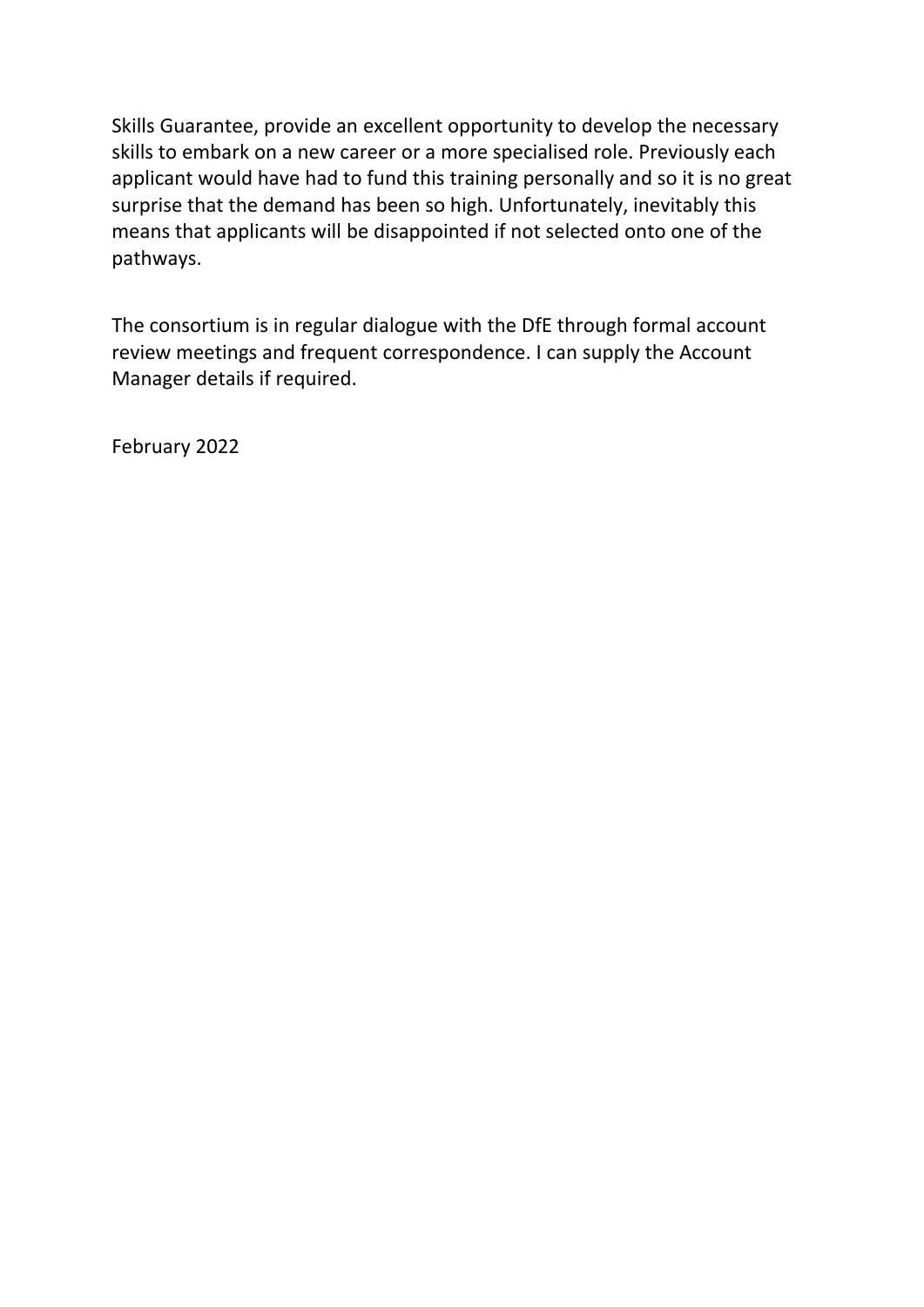Skills Guarantee, provide an excellent opportunity to develop the necessary skills to embark on a new career or a more specialised role. Previously each applicant would have had to fund this training personally and so it is no great surprise that the demand has been so high. Unfortunately, inevitably this means that applicants will be disappointed if not selected onto one of the pathways.

The consortium is in regular dialogue with the DfE through formal account review meetings and frequent correspondence. I can supply the Account Manager details if required.

February 2022